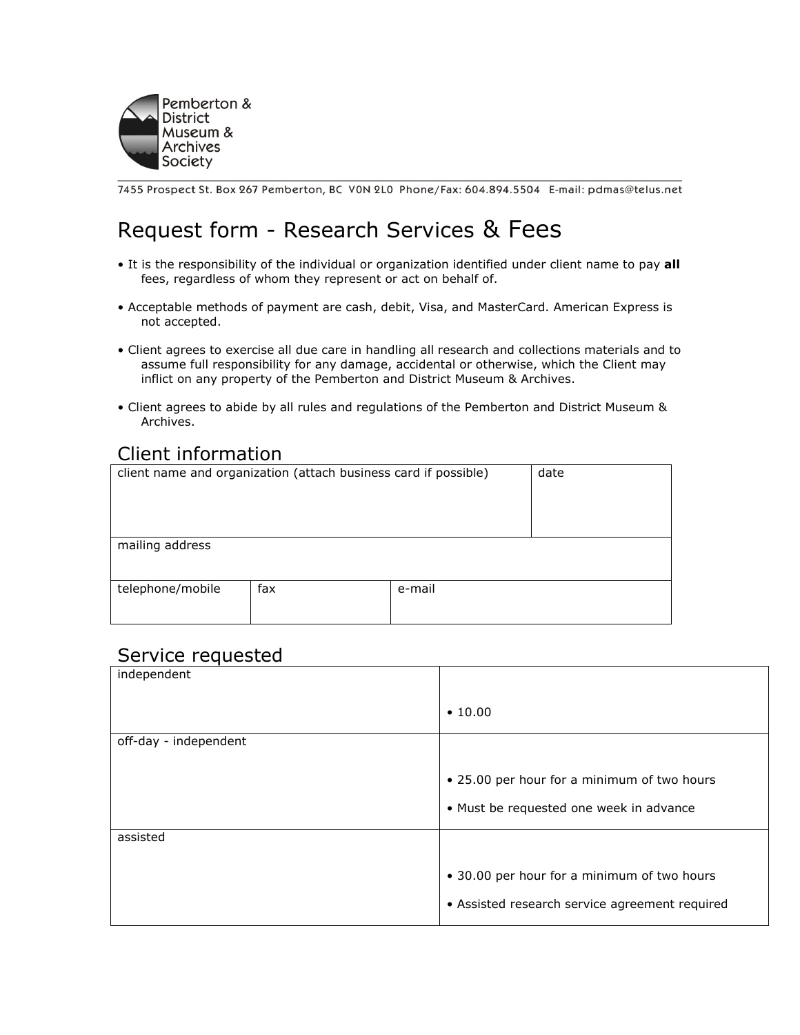Pemberton & District Museum & Archives Society

7455 Prospect St. Box 267 Pemberton, BC V0N 2L0 Phone/Fax: 604.894.5504 E-mail: pdmas@telus.net

# Request form - Research Services & Fees

- It is the responsibility of the individual or organization identified under client name to pay **all** fees, regardless of whom they represent or act on behalf of.
- Acceptable methods of payment are cash, debit, Visa, and MasterCard. American Express is not accepted.
- Client agrees to exercise all due care in handling all research and collections materials and to assume full responsibility for any damage, accidental or otherwise, which the Client may inflict on any property of the Pemberton and District Museum & Archives.
- Client agrees to abide by all rules and regulations of the Pemberton and District Museum & Archives.

## Client information

| client name and organization (attach business card if possible) | | date |
|---|---|---|
| mailing address | | |
| telephone/mobile | fax | e-mail |

## Service requested

| | |
|---|---|
| independent | • 10.00 |
| off-day - independent | • 25.00 per hour for a minimum of two hours<br>• Must be requested one week in advance |
| assisted | • 30.00 per hour for a minimum of two hours<br>• Assisted research service agreement required |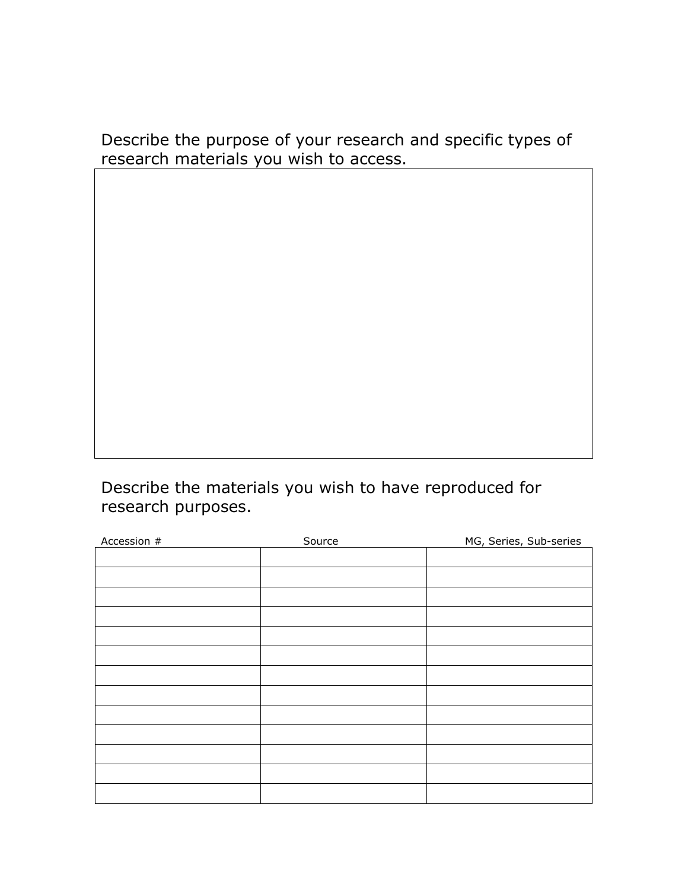Describe the purpose of your research and specific types of research materials you wish to access.

Describe the materials you wish to have reproduced for research purposes.

| Accession # | Source | MG, Series, Sub-series |
| --- | --- | --- |
| | | |
| | | |
| | | |
| | | |
| | | |
| | | |
| | | |
| | | |
| | | |
| | | |
| | | |
| | | |
| | | |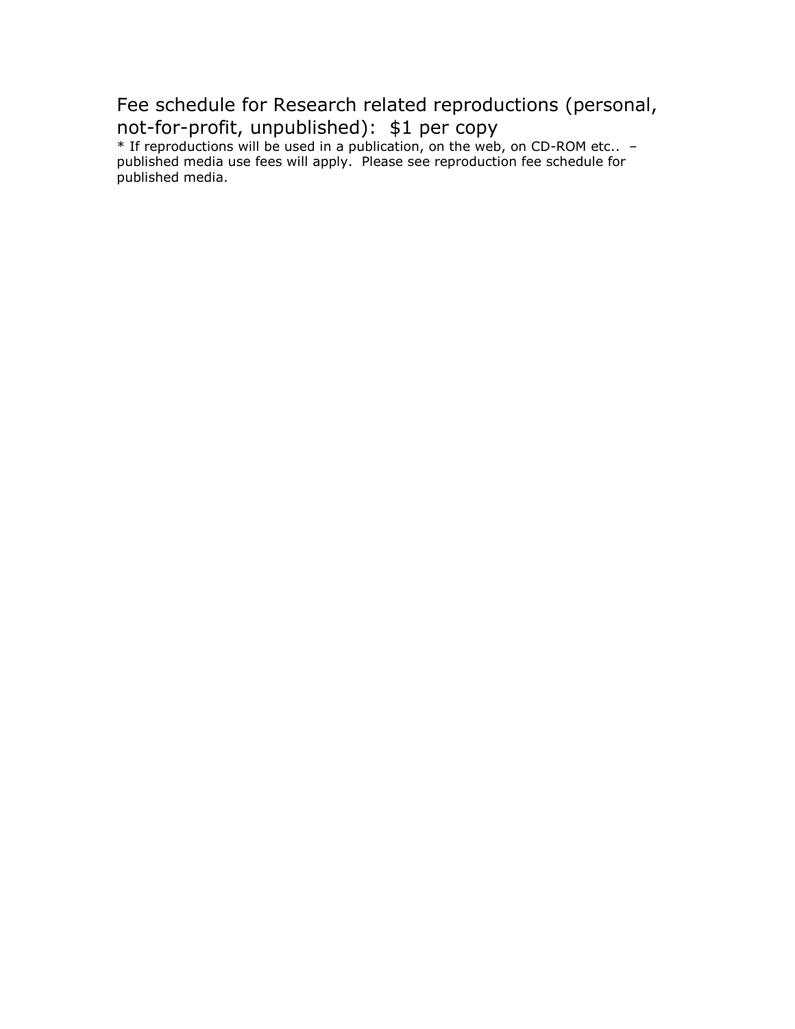## Fee schedule for Research related reproductions (personal, not-for-profit, unpublished): $1 per copy

* If reproductions will be used in a publication, on the web, on CD-ROM etc.. – published media use fees will apply. Please see reproduction fee schedule for published media.